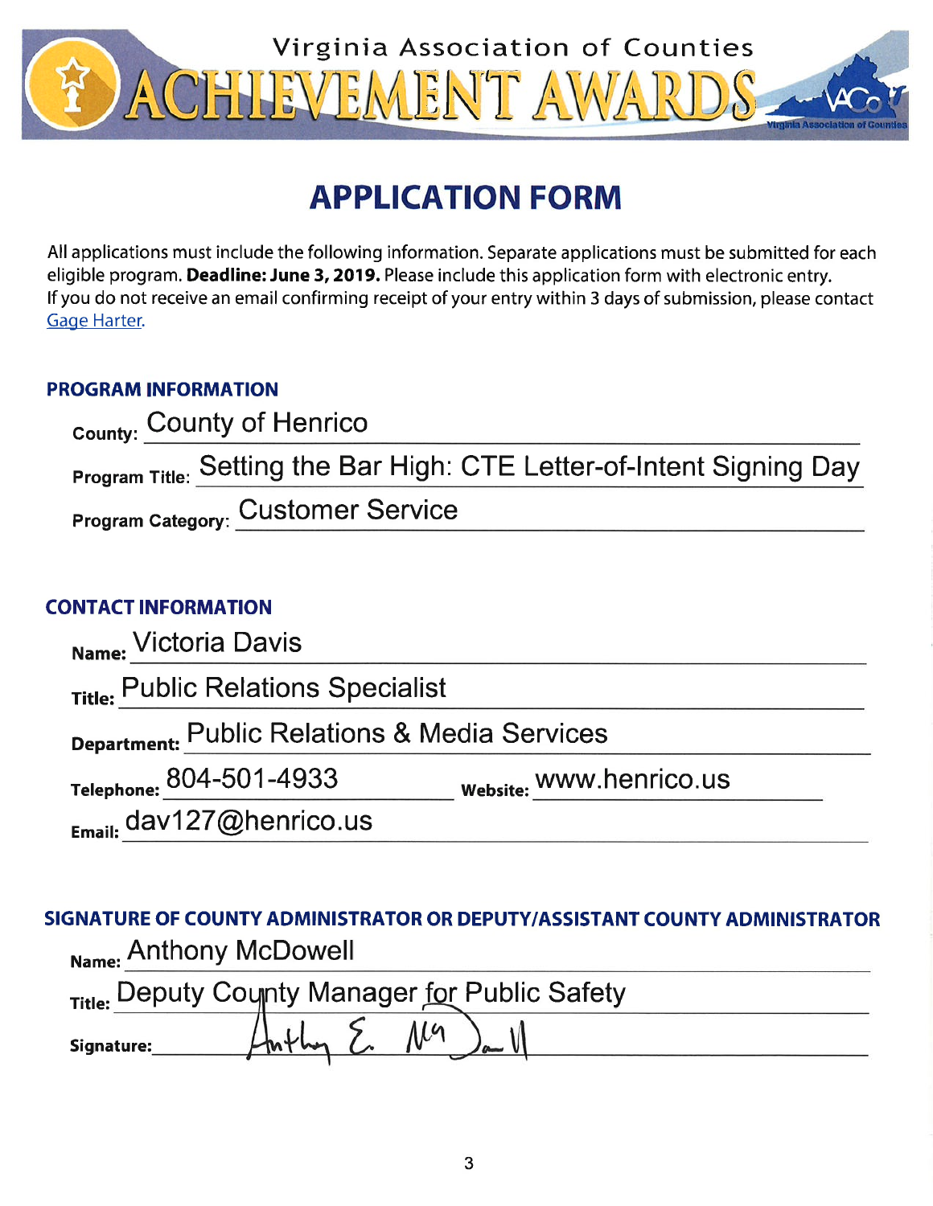# Virginia Association of Counties ACHIEVEMENT AWARDS

## APPLICATION FORM

All applications must include the following information. Separate applications must be submitted for each eligible program. **Deadline: June 3, 2019.** Please include this application form with electronic entry. If you do not receive an email confirming receipt of your entry within 3 days of submission, please contact Gage Harter.

### PROGRAM INFORMATION

**County:** County of Henrico

**Program Title:** Setting the Bar High: CTE Letter-of-Intent Signing Day

**Program Category:** Customer Service

### CONTACT INFORMATION

**Name:** Victoria Davis

**Title:** Public Relations Specialist

**Department:** Public Relations & Media Services

**Telephone:** 804-501-4933 **Website:** www.henrico.us

**Email:** dav127@henrico.us

### SIGNATURE OF COUNTY ADMINISTRATOR OR DEPUTY/ASSISTANT COUNTY ADMINISTRATOR

**Name:** Anthony McDowell

**Title:** Deputy County Manager for Public Safety

**Signature:** Anthony E. McDowell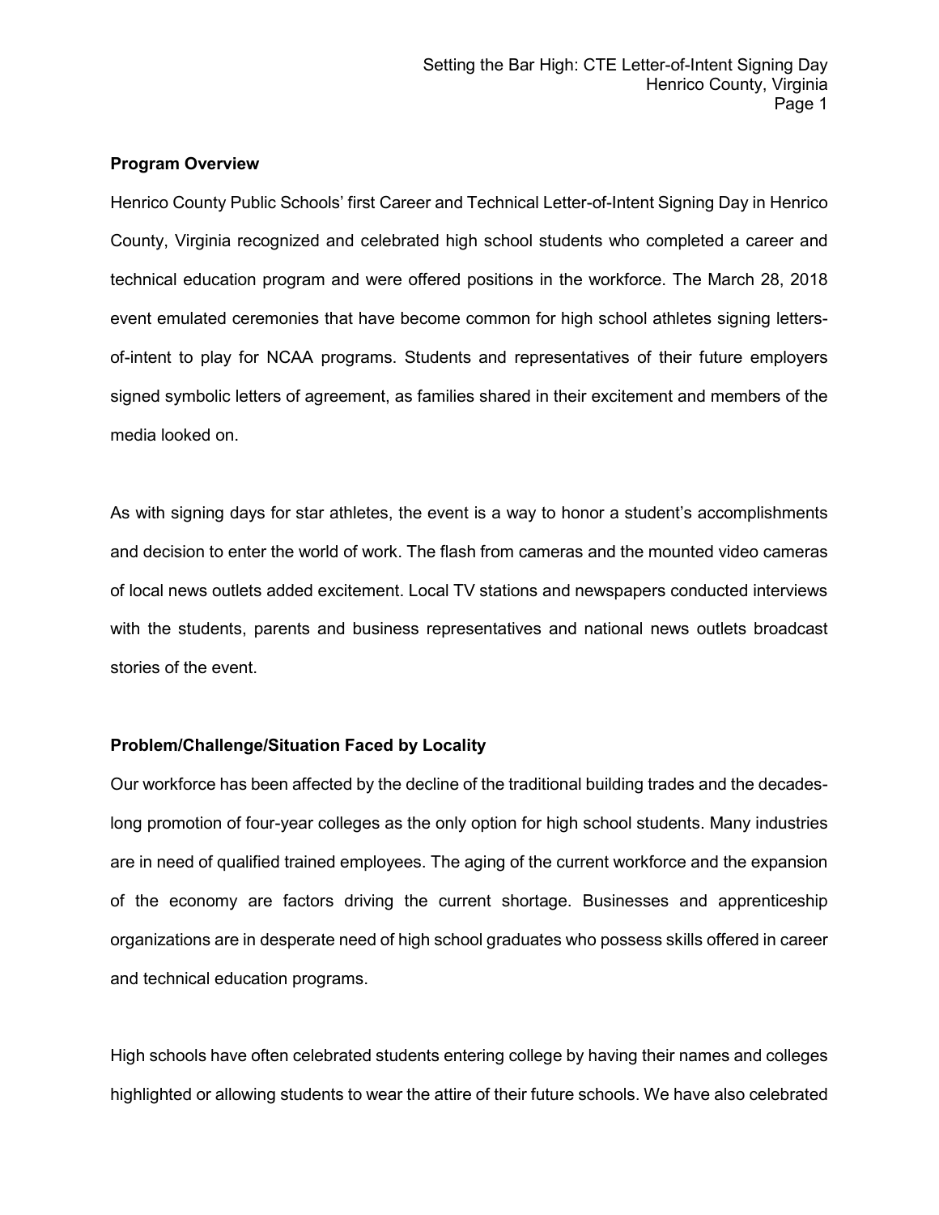**Program Overview**

Henrico County Public Schools' first Career and Technical Letter-of-Intent Signing Day in Henrico County, Virginia recognized and celebrated high school students who completed a career and technical education program and were offered positions in the workforce. The March 28, 2018 event emulated ceremonies that have become common for high school athletes signing letters-of-intent to play for NCAA programs. Students and representatives of their future employers signed symbolic letters of agreement, as families shared in their excitement and members of the media looked on.

As with signing days for star athletes, the event is a way to honor a student's accomplishments and decision to enter the world of work. The flash from cameras and the mounted video cameras of local news outlets added excitement. Local TV stations and newspapers conducted interviews with the students, parents and business representatives and national news outlets broadcast stories of the event.

**Problem/Challenge/Situation Faced by Locality**

Our workforce has been affected by the decline of the traditional building trades and the decades-long promotion of four-year colleges as the only option for high school students. Many industries are in need of qualified trained employees. The aging of the current workforce and the expansion of the economy are factors driving the current shortage. Businesses and apprenticeship organizations are in desperate need of high school graduates who possess skills offered in career and technical education programs.

High schools have often celebrated students entering college by having their names and colleges highlighted or allowing students to wear the attire of their future schools. We have also celebrated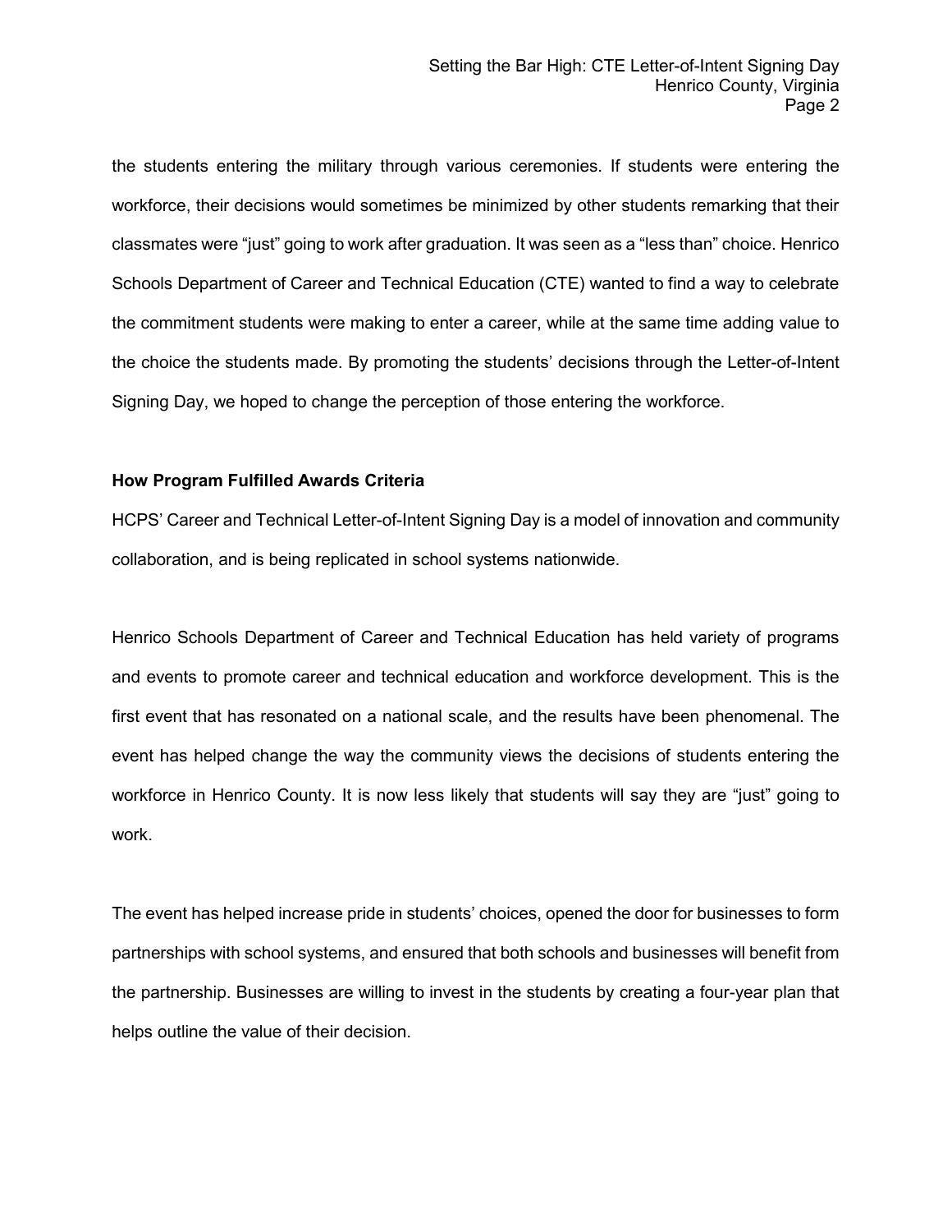the students entering the military through various ceremonies. If students were entering the workforce, their decisions would sometimes be minimized by other students remarking that their classmates were "just" going to work after graduation. It was seen as a "less than" choice. Henrico Schools Department of Career and Technical Education (CTE) wanted to find a way to celebrate the commitment students were making to enter a career, while at the same time adding value to the choice the students made. By promoting the students' decisions through the Letter-of-Intent Signing Day, we hoped to change the perception of those entering the workforce.

**How Program Fulfilled Awards Criteria**

HCPS' Career and Technical Letter-of-Intent Signing Day is a model of innovation and community collaboration, and is being replicated in school systems nationwide.

Henrico Schools Department of Career and Technical Education has held variety of programs and events to promote career and technical education and workforce development. This is the first event that has resonated on a national scale, and the results have been phenomenal. The event has helped change the way the community views the decisions of students entering the workforce in Henrico County. It is now less likely that students will say they are "just" going to work.

The event has helped increase pride in students' choices, opened the door for businesses to form partnerships with school systems, and ensured that both schools and businesses will benefit from the partnership. Businesses are willing to invest in the students by creating a four-year plan that helps outline the value of their decision.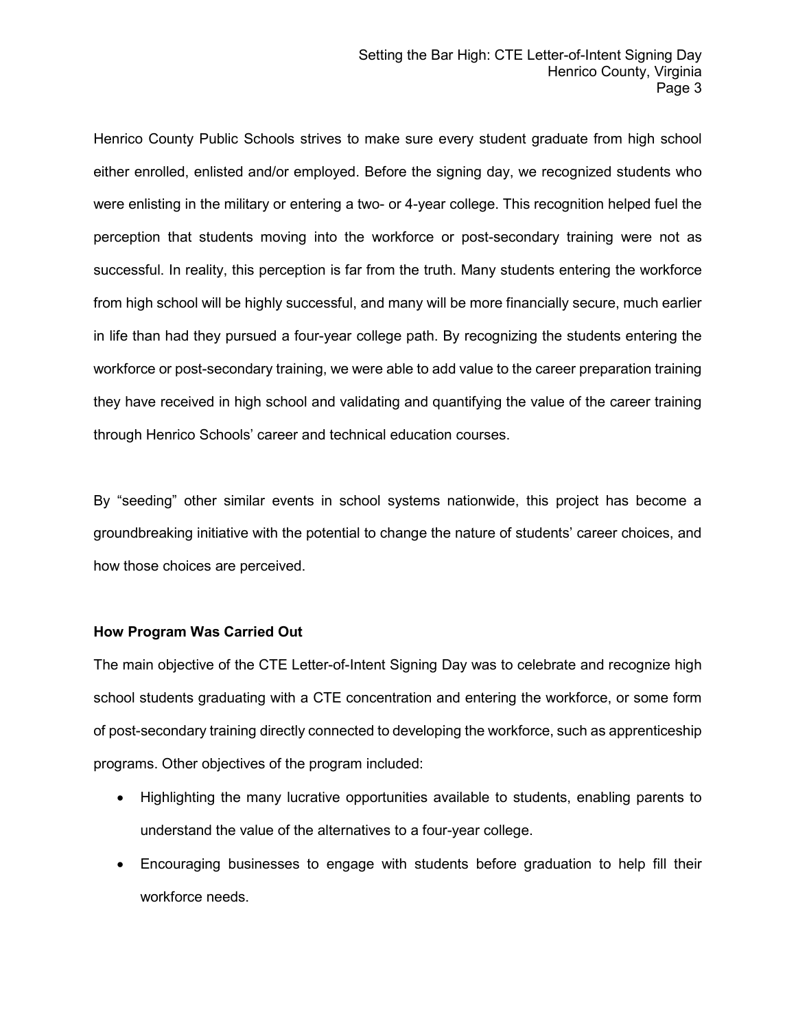Henrico County Public Schools strives to make sure every student graduate from high school either enrolled, enlisted and/or employed. Before the signing day, we recognized students who were enlisting in the military or entering a two- or 4-year college. This recognition helped fuel the perception that students moving into the workforce or post-secondary training were not as successful. In reality, this perception is far from the truth. Many students entering the workforce from high school will be highly successful, and many will be more financially secure, much earlier in life than had they pursued a four-year college path. By recognizing the students entering the workforce or post-secondary training, we were able to add value to the career preparation training they have received in high school and validating and quantifying the value of the career training through Henrico Schools' career and technical education courses.

By "seeding" other similar events in school systems nationwide, this project has become a groundbreaking initiative with the potential to change the nature of students' career choices, and how those choices are perceived.

**How Program Was Carried Out**

The main objective of the CTE Letter-of-Intent Signing Day was to celebrate and recognize high school students graduating with a CTE concentration and entering the workforce, or some form of post-secondary training directly connected to developing the workforce, such as apprenticeship programs. Other objectives of the program included:

- Highlighting the many lucrative opportunities available to students, enabling parents to understand the value of the alternatives to a four-year college.
- Encouraging businesses to engage with students before graduation to help fill their workforce needs.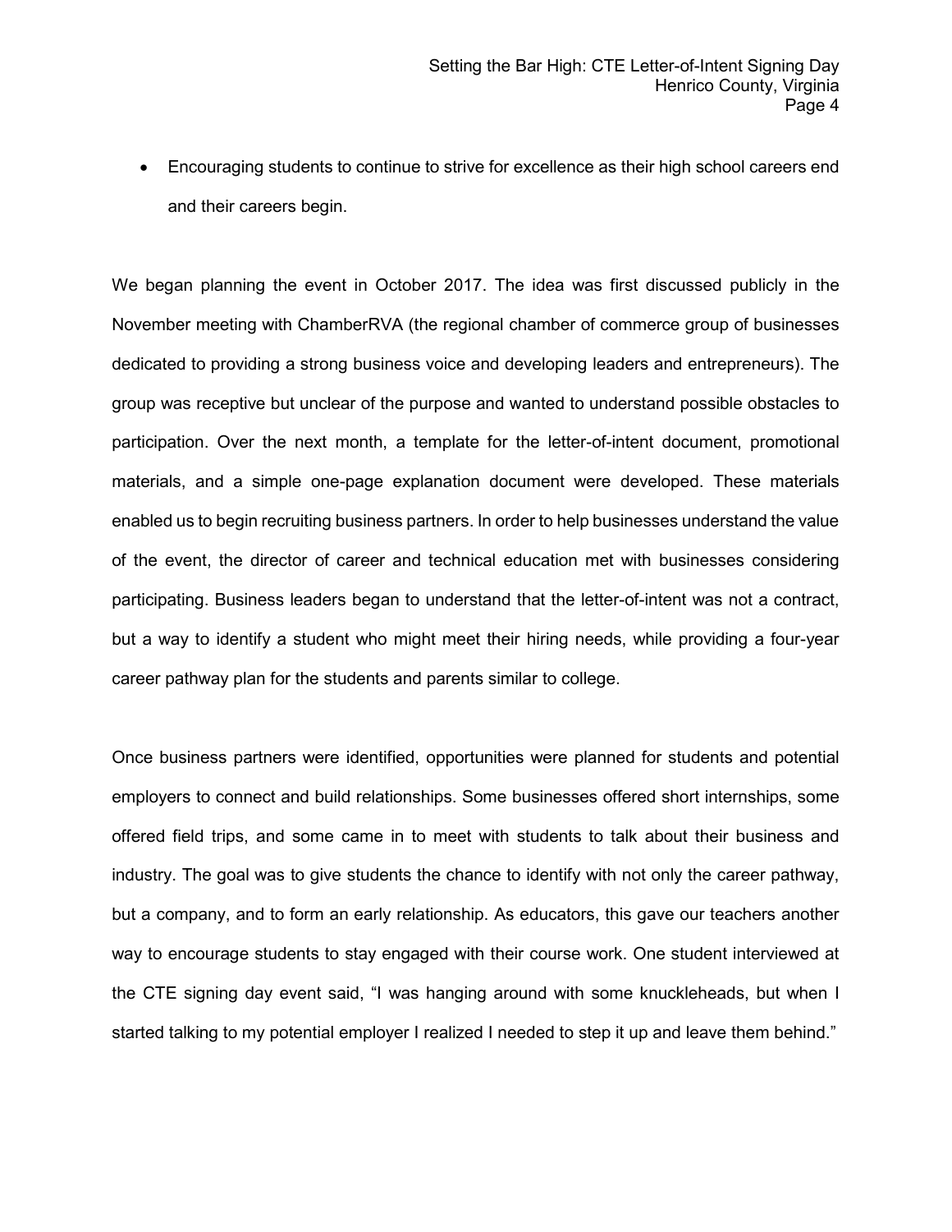- Encouraging students to continue to strive for excellence as their high school careers end and their careers begin.

We began planning the event in October 2017. The idea was first discussed publicly in the November meeting with ChamberRVA (the regional chamber of commerce group of businesses dedicated to providing a strong business voice and developing leaders and entrepreneurs). The group was receptive but unclear of the purpose and wanted to understand possible obstacles to participation. Over the next month, a template for the letter-of-intent document, promotional materials, and a simple one-page explanation document were developed. These materials enabled us to begin recruiting business partners. In order to help businesses understand the value of the event, the director of career and technical education met with businesses considering participating. Business leaders began to understand that the letter-of-intent was not a contract, but a way to identify a student who might meet their hiring needs, while providing a four-year career pathway plan for the students and parents similar to college.

Once business partners were identified, opportunities were planned for students and potential employers to connect and build relationships. Some businesses offered short internships, some offered field trips, and some came in to meet with students to talk about their business and industry. The goal was to give students the chance to identify with not only the career pathway, but a company, and to form an early relationship. As educators, this gave our teachers another way to encourage students to stay engaged with their course work. One student interviewed at the CTE signing day event said, "I was hanging around with some knuckleheads, but when I started talking to my potential employer I realized I needed to step it up and leave them behind."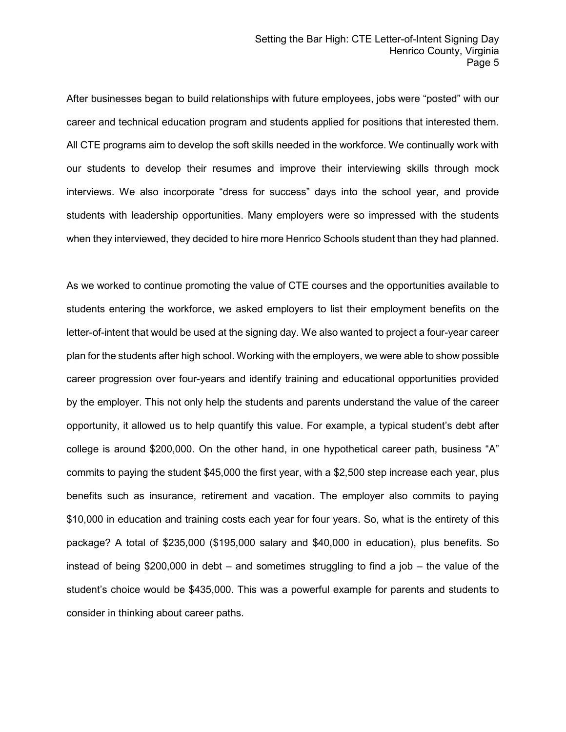After businesses began to build relationships with future employees, jobs were "posted" with our career and technical education program and students applied for positions that interested them. All CTE programs aim to develop the soft skills needed in the workforce. We continually work with our students to develop their resumes and improve their interviewing skills through mock interviews. We also incorporate "dress for success" days into the school year, and provide students with leadership opportunities. Many employers were so impressed with the students when they interviewed, they decided to hire more Henrico Schools student than they had planned.

As we worked to continue promoting the value of CTE courses and the opportunities available to students entering the workforce, we asked employers to list their employment benefits on the letter-of-intent that would be used at the signing day. We also wanted to project a four-year career plan for the students after high school. Working with the employers, we were able to show possible career progression over four-years and identify training and educational opportunities provided by the employer. This not only help the students and parents understand the value of the career opportunity, it allowed us to help quantify this value. For example, a typical student's debt after college is around $200,000. On the other hand, in one hypothetical career path, business "A" commits to paying the student $45,000 the first year, with a $2,500 step increase each year, plus benefits such as insurance, retirement and vacation. The employer also commits to paying $10,000 in education and training costs each year for four years. So, what is the entirety of this package? A total of $235,000 ($195,000 salary and $40,000 in education), plus benefits. So instead of being $200,000 in debt – and sometimes struggling to find a job – the value of the student's choice would be $435,000. This was a powerful example for parents and students to consider in thinking about career paths.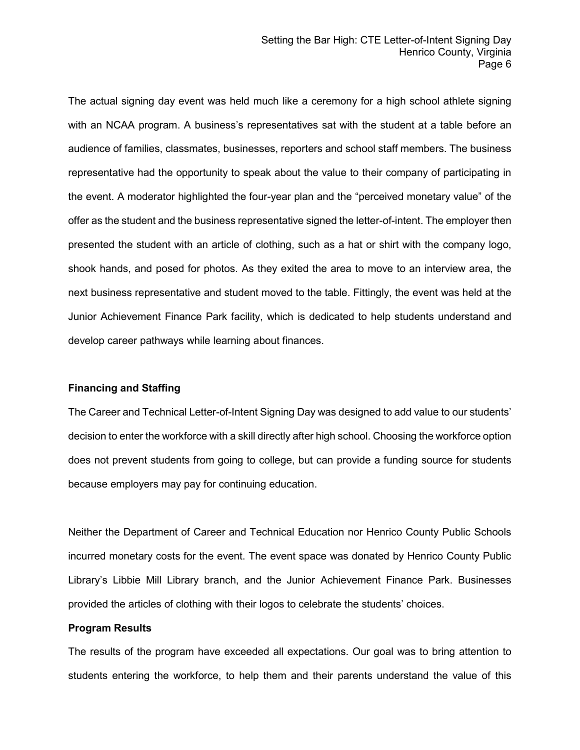The actual signing day event was held much like a ceremony for a high school athlete signing with an NCAA program. A business's representatives sat with the student at a table before an audience of families, classmates, businesses, reporters and school staff members. The business representative had the opportunity to speak about the value to their company of participating in the event. A moderator highlighted the four-year plan and the "perceived monetary value" of the offer as the student and the business representative signed the letter-of-intent. The employer then presented the student with an article of clothing, such as a hat or shirt with the company logo, shook hands, and posed for photos. As they exited the area to move to an interview area, the next business representative and student moved to the table. Fittingly, the event was held at the Junior Achievement Finance Park facility, which is dedicated to help students understand and develop career pathways while learning about finances.

**Financing and Staffing**

The Career and Technical Letter-of-Intent Signing Day was designed to add value to our students' decision to enter the workforce with a skill directly after high school. Choosing the workforce option does not prevent students from going to college, but can provide a funding source for students because employers may pay for continuing education.

Neither the Department of Career and Technical Education nor Henrico County Public Schools incurred monetary costs for the event. The event space was donated by Henrico County Public Library's Libbie Mill Library branch, and the Junior Achievement Finance Park. Businesses provided the articles of clothing with their logos to celebrate the students' choices.

**Program Results**

The results of the program have exceeded all expectations. Our goal was to bring attention to students entering the workforce, to help them and their parents understand the value of this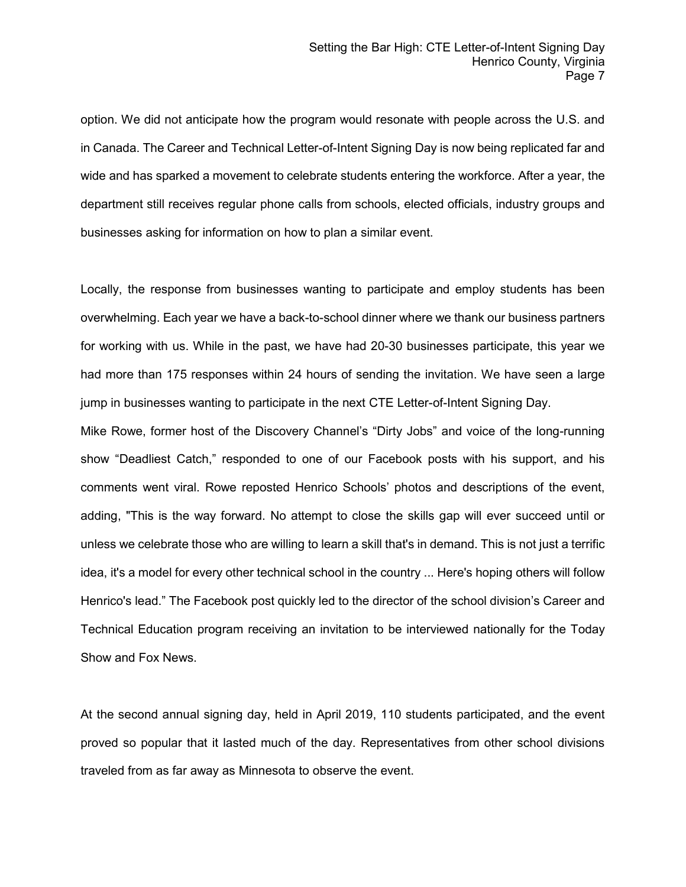option. We did not anticipate how the program would resonate with people across the U.S. and in Canada. The Career and Technical Letter-of-Intent Signing Day is now being replicated far and wide and has sparked a movement to celebrate students entering the workforce. After a year, the department still receives regular phone calls from schools, elected officials, industry groups and businesses asking for information on how to plan a similar event.

Locally, the response from businesses wanting to participate and employ students has been overwhelming. Each year we have a back-to-school dinner where we thank our business partners for working with us. While in the past, we have had 20-30 businesses participate, this year we had more than 175 responses within 24 hours of sending the invitation. We have seen a large jump in businesses wanting to participate in the next CTE Letter-of-Intent Signing Day.

Mike Rowe, former host of the Discovery Channel's "Dirty Jobs" and voice of the long-running show "Deadliest Catch," responded to one of our Facebook posts with his support, and his comments went viral. Rowe reposted Henrico Schools' photos and descriptions of the event, adding, "This is the way forward. No attempt to close the skills gap will ever succeed until or unless we celebrate those who are willing to learn a skill that's in demand. This is not just a terrific idea, it's a model for every other technical school in the country ... Here's hoping others will follow Henrico's lead." The Facebook post quickly led to the director of the school division's Career and Technical Education program receiving an invitation to be interviewed nationally for the Today Show and Fox News.

At the second annual signing day, held in April 2019, 110 students participated, and the event proved so popular that it lasted much of the day. Representatives from other school divisions traveled from as far away as Minnesota to observe the event.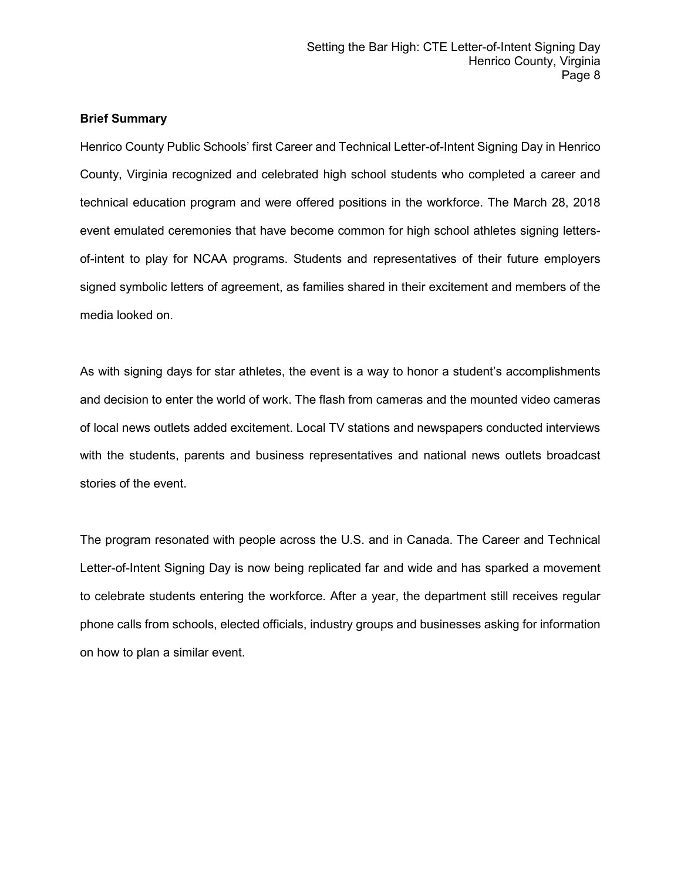**Brief Summary**

Henrico County Public Schools' first Career and Technical Letter-of-Intent Signing Day in Henrico County, Virginia recognized and celebrated high school students who completed a career and technical education program and were offered positions in the workforce. The March 28, 2018 event emulated ceremonies that have become common for high school athletes signing letters-of-intent to play for NCAA programs. Students and representatives of their future employers signed symbolic letters of agreement, as families shared in their excitement and members of the media looked on.

As with signing days for star athletes, the event is a way to honor a student's accomplishments and decision to enter the world of work. The flash from cameras and the mounted video cameras of local news outlets added excitement. Local TV stations and newspapers conducted interviews with the students, parents and business representatives and national news outlets broadcast stories of the event.

The program resonated with people across the U.S. and in Canada. The Career and Technical Letter-of-Intent Signing Day is now being replicated far and wide and has sparked a movement to celebrate students entering the workforce. After a year, the department still receives regular phone calls from schools, elected officials, industry groups and businesses asking for information on how to plan a similar event.